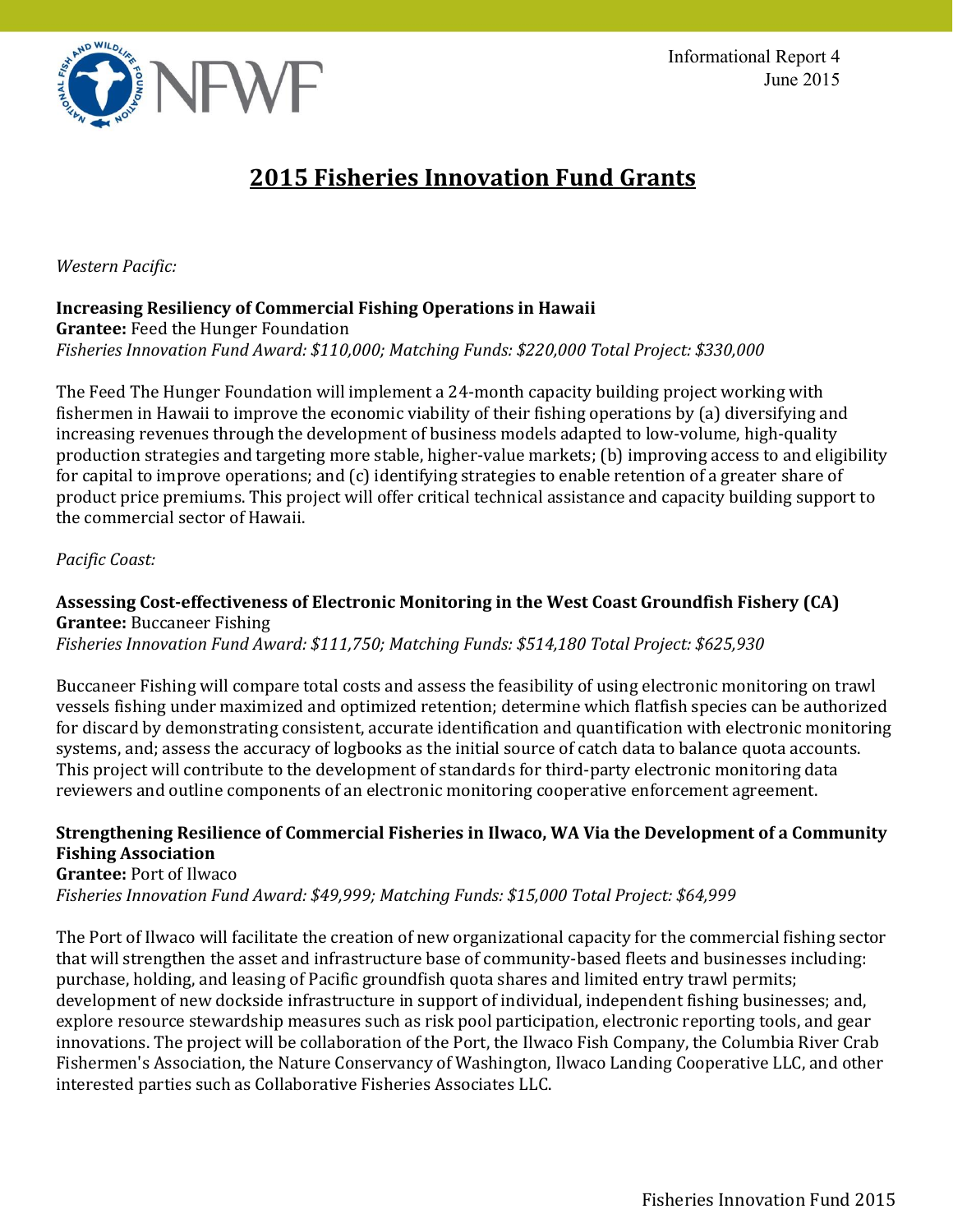Informational Report 4
June 2015

# 2015 Fisheries Innovation Fund Grants

*Western Pacific:*

**Increasing Resiliency of Commercial Fishing Operations in Hawaii**
**Grantee:** Feed the Hunger Foundation
*Fisheries Innovation Fund Award: $110,000; Matching Funds: $220,000 Total Project: $330,000*

The Feed The Hunger Foundation will implement a 24-month capacity building project working with fishermen in Hawaii to improve the economic viability of their fishing operations by (a) diversifying and increasing revenues through the development of business models adapted to low-volume, high-quality production strategies and targeting more stable, higher-value markets; (b) improving access to and eligibility for capital to improve operations; and (c) identifying strategies to enable retention of a greater share of product price premiums. This project will offer critical technical assistance and capacity building support to the commercial sector of Hawaii.

*Pacific Coast:*

**Assessing Cost-effectiveness of Electronic Monitoring in the West Coast Groundfish Fishery (CA)**
**Grantee:** Buccaneer Fishing
*Fisheries Innovation Fund Award: $111,750; Matching Funds: $514,180 Total Project: $625,930*

Buccaneer Fishing will compare total costs and assess the feasibility of using electronic monitoring on trawl vessels fishing under maximized and optimized retention; determine which flatfish species can be authorized for discard by demonstrating consistent, accurate identification and quantification with electronic monitoring systems, and; assess the accuracy of logbooks as the initial source of catch data to balance quota accounts. This project will contribute to the development of standards for third-party electronic monitoring data reviewers and outline components of an electronic monitoring cooperative enforcement agreement.

**Strengthening Resilience of Commercial Fisheries in Ilwaco, WA Via the Development of a Community Fishing Association**
**Grantee:** Port of Ilwaco
*Fisheries Innovation Fund Award: $49,999; Matching Funds: $15,000 Total Project: $64,999*

The Port of Ilwaco will facilitate the creation of new organizational capacity for the commercial fishing sector that will strengthen the asset and infrastructure base of community-based fleets and businesses including: purchase, holding, and leasing of Pacific groundfish quota shares and limited entry trawl permits; development of new dockside infrastructure in support of individual, independent fishing businesses; and, explore resource stewardship measures such as risk pool participation, electronic reporting tools, and gear innovations. The project will be collaboration of the Port, the Ilwaco Fish Company, the Columbia River Crab Fishermen's Association, the Nature Conservancy of Washington, Ilwaco Landing Cooperative LLC, and other interested parties such as Collaborative Fisheries Associates LLC.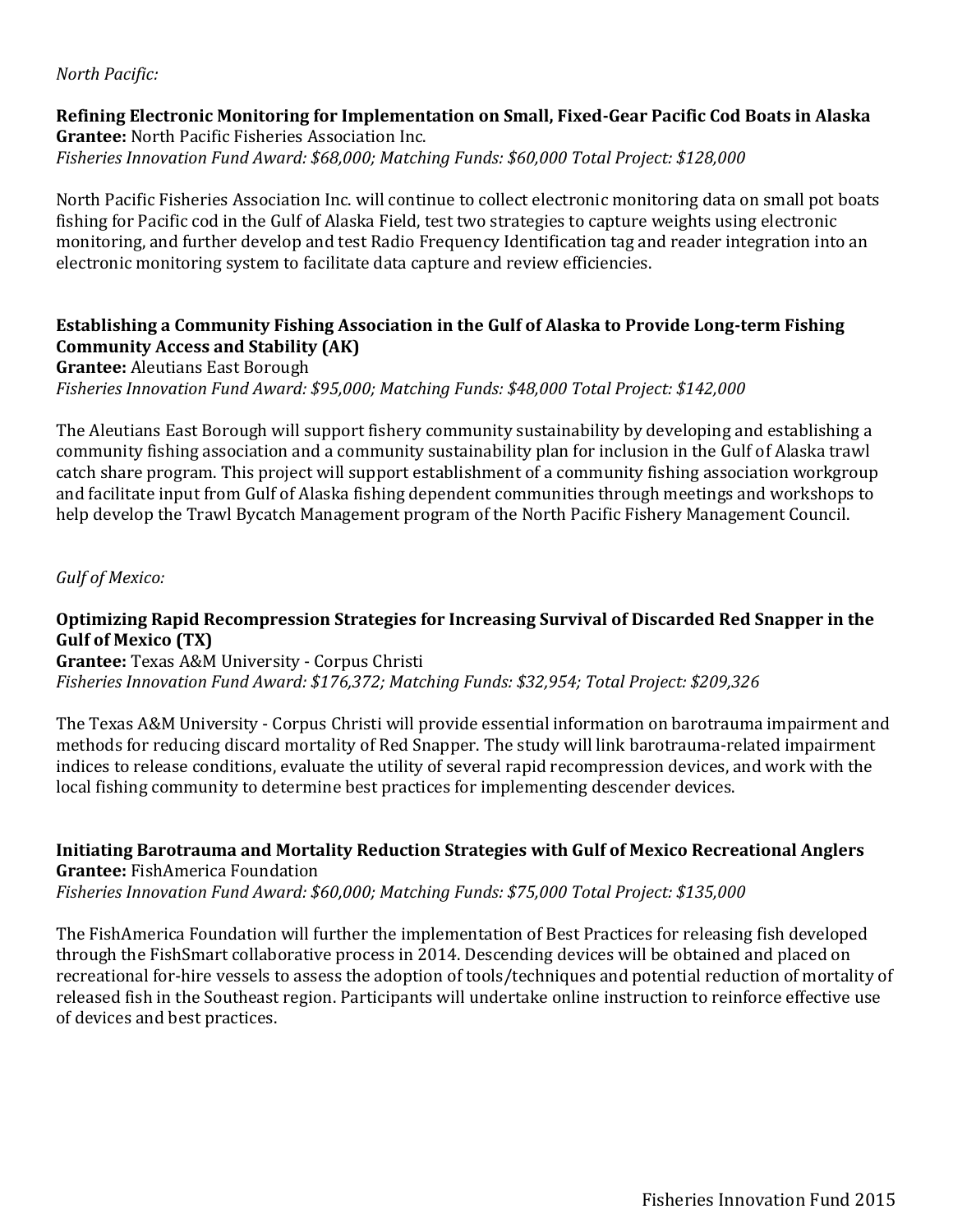*North Pacific:*

### Refining Electronic Monitoring for Implementation on Small, Fixed-Gear Pacific Cod Boats in Alaska

**Grantee:** North Pacific Fisheries Association Inc.

*Fisheries Innovation Fund Award: $68,000; Matching Funds: $60,000 Total Project: $128,000*

North Pacific Fisheries Association Inc. will continue to collect electronic monitoring data on small pot boats fishing for Pacific cod in the Gulf of Alaska Field, test two strategies to capture weights using electronic monitoring, and further develop and test Radio Frequency Identification tag and reader integration into an electronic monitoring system to facilitate data capture and review efficiencies.

### Establishing a Community Fishing Association in the Gulf of Alaska to Provide Long-term Fishing Community Access and Stability (AK)

**Grantee:** Aleutians East Borough

*Fisheries Innovation Fund Award: $95,000; Matching Funds: $48,000 Total Project: $142,000*

The Aleutians East Borough will support fishery community sustainability by developing and establishing a community fishing association and a community sustainability plan for inclusion in the Gulf of Alaska trawl catch share program. This project will support establishment of a community fishing association workgroup and facilitate input from Gulf of Alaska fishing dependent communities through meetings and workshops to help develop the Trawl Bycatch Management program of the North Pacific Fishery Management Council.

*Gulf of Mexico:*

### Optimizing Rapid Recompression Strategies for Increasing Survival of Discarded Red Snapper in the Gulf of Mexico (TX)

**Grantee:** Texas A&M University - Corpus Christi

*Fisheries Innovation Fund Award: $176,372; Matching Funds: $32,954; Total Project: $209,326*

The Texas A&M University - Corpus Christi will provide essential information on barotrauma impairment and methods for reducing discard mortality of Red Snapper. The study will link barotrauma-related impairment indices to release conditions, evaluate the utility of several rapid recompression devices, and work with the local fishing community to determine best practices for implementing descender devices.

### Initiating Barotrauma and Mortality Reduction Strategies with Gulf of Mexico Recreational Anglers

**Grantee:** FishAmerica Foundation

*Fisheries Innovation Fund Award: $60,000; Matching Funds: $75,000 Total Project: $135,000*

The FishAmerica Foundation will further the implementation of Best Practices for releasing fish developed through the FishSmart collaborative process in 2014. Descending devices will be obtained and placed on recreational for-hire vessels to assess the adoption of tools/techniques and potential reduction of mortality of released fish in the Southeast region. Participants will undertake online instruction to reinforce effective use of devices and best practices.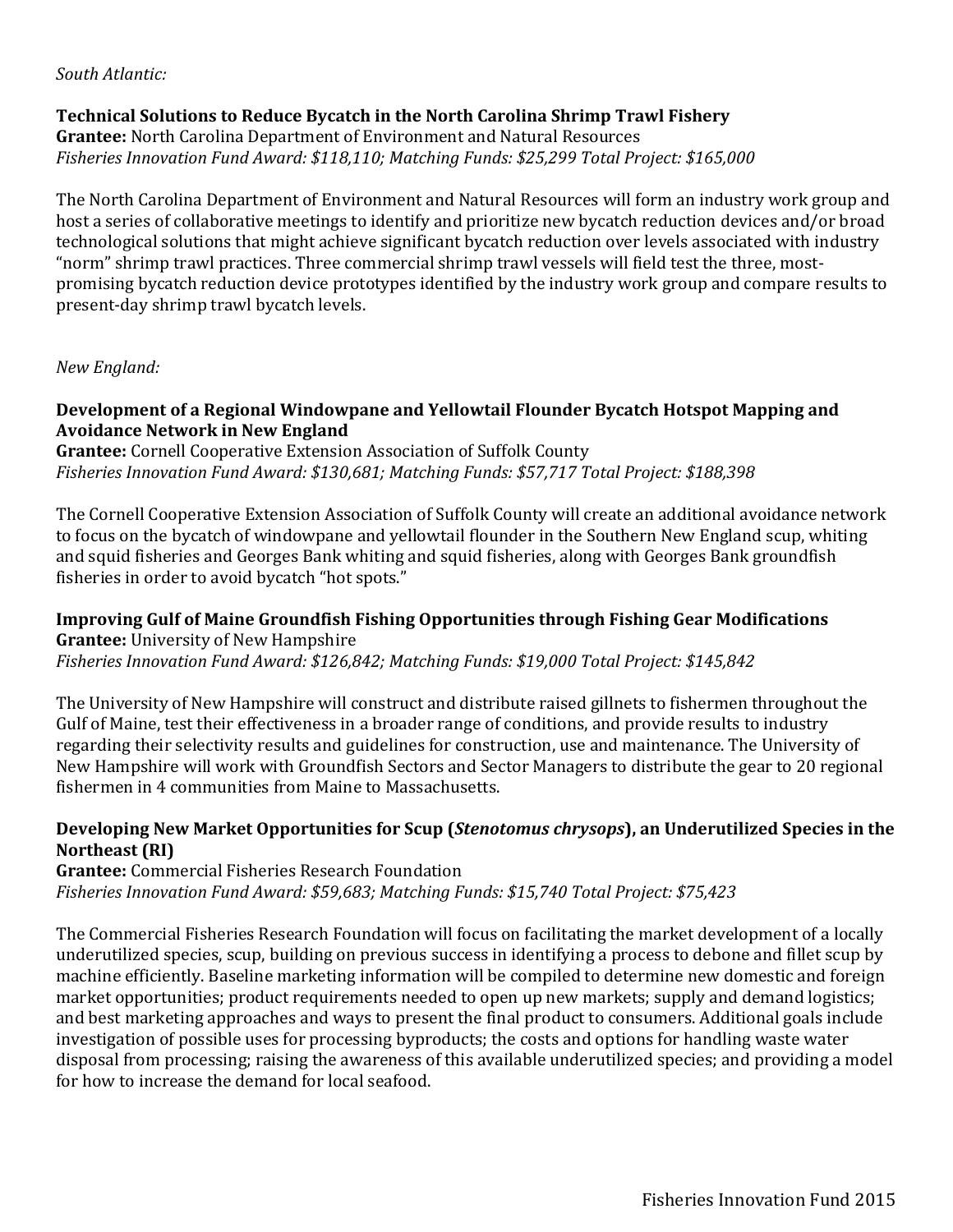*South Atlantic:*

**Technical Solutions to Reduce Bycatch in the North Carolina Shrimp Trawl Fishery**
**Grantee:** North Carolina Department of Environment and Natural Resources
*Fisheries Innovation Fund Award: $118,110; Matching Funds: $25,299 Total Project: $165,000*

The North Carolina Department of Environment and Natural Resources will form an industry work group and host a series of collaborative meetings to identify and prioritize new bycatch reduction devices and/or broad technological solutions that might achieve significant bycatch reduction over levels associated with industry "norm" shrimp trawl practices. Three commercial shrimp trawl vessels will field test the three, most-promising bycatch reduction device prototypes identified by the industry work group and compare results to present-day shrimp trawl bycatch levels.

*New England:*

**Development of a Regional Windowpane and Yellowtail Flounder Bycatch Hotspot Mapping and Avoidance Network in New England**
**Grantee:** Cornell Cooperative Extension Association of Suffolk County
*Fisheries Innovation Fund Award: $130,681; Matching Funds: $57,717 Total Project: $188,398*

The Cornell Cooperative Extension Association of Suffolk County will create an additional avoidance network to focus on the bycatch of windowpane and yellowtail flounder in the Southern New England scup, whiting and squid fisheries and Georges Bank whiting and squid fisheries, along with Georges Bank groundfish fisheries in order to avoid bycatch "hot spots."

**Improving Gulf of Maine Groundfish Fishing Opportunities through Fishing Gear Modifications**
**Grantee:** University of New Hampshire
*Fisheries Innovation Fund Award: $126,842; Matching Funds: $19,000 Total Project: $145,842*

The University of New Hampshire will construct and distribute raised gillnets to fishermen throughout the Gulf of Maine, test their effectiveness in a broader range of conditions, and provide results to industry regarding their selectivity results and guidelines for construction, use and maintenance. The University of New Hampshire will work with Groundfish Sectors and Sector Managers to distribute the gear to 20 regional fishermen in 4 communities from Maine to Massachusetts.

**Developing New Market Opportunities for Scup (*Stenotomus chrysops*), an Underutilized Species in the Northeast (RI)**
**Grantee:** Commercial Fisheries Research Foundation
*Fisheries Innovation Fund Award: $59,683; Matching Funds: $15,740 Total Project: $75,423*

The Commercial Fisheries Research Foundation will focus on facilitating the market development of a locally underutilized species, scup, building on previous success in identifying a process to debone and fillet scup by machine efficiently. Baseline marketing information will be compiled to determine new domestic and foreign market opportunities; product requirements needed to open up new markets; supply and demand logistics; and best marketing approaches and ways to present the final product to consumers. Additional goals include investigation of possible uses for processing byproducts; the costs and options for handling waste water disposal from processing; raising the awareness of this available underutilized species; and providing a model for how to increase the demand for local seafood.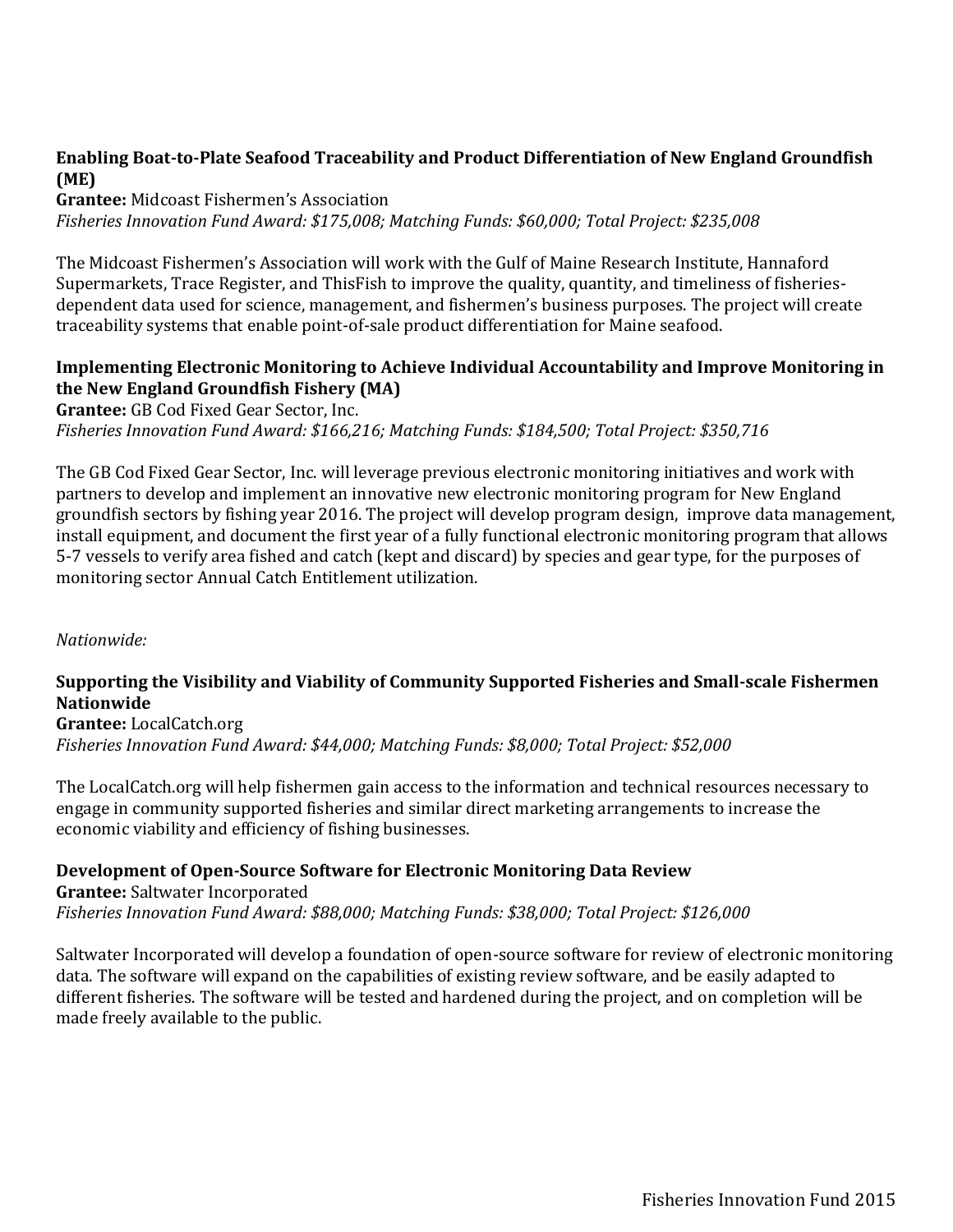**Enabling Boat-to-Plate Seafood Traceability and Product Differentiation of New England Groundfish (ME)**

**Grantee:** Midcoast Fishermen's Association
*Fisheries Innovation Fund Award: $175,008; Matching Funds: $60,000; Total Project: $235,008*

The Midcoast Fishermen's Association will work with the Gulf of Maine Research Institute, Hannaford Supermarkets, Trace Register, and ThisFish to improve the quality, quantity, and timeliness of fisheries-dependent data used for science, management, and fishermen's business purposes. The project will create traceability systems that enable point-of-sale product differentiation for Maine seafood.

**Implementing Electronic Monitoring to Achieve Individual Accountability and Improve Monitoring in the New England Groundfish Fishery (MA)**

**Grantee:** GB Cod Fixed Gear Sector, Inc.
*Fisheries Innovation Fund Award: $166,216; Matching Funds: $184,500; Total Project: $350,716*

The GB Cod Fixed Gear Sector, Inc. will leverage previous electronic monitoring initiatives and work with partners to develop and implement an innovative new electronic monitoring program for New England groundfish sectors by fishing year 2016. The project will develop program design, improve data management, install equipment, and document the first year of a fully functional electronic monitoring program that allows 5-7 vessels to verify area fished and catch (kept and discard) by species and gear type, for the purposes of monitoring sector Annual Catch Entitlement utilization.

*Nationwide:*

**Supporting the Visibility and Viability of Community Supported Fisheries and Small-scale Fishermen Nationwide**

**Grantee:** LocalCatch.org
*Fisheries Innovation Fund Award: $44,000; Matching Funds: $8,000; Total Project: $52,000*

The LocalCatch.org will help fishermen gain access to the information and technical resources necessary to engage in community supported fisheries and similar direct marketing arrangements to increase the economic viability and efficiency of fishing businesses.

**Development of Open-Source Software for Electronic Monitoring Data Review**

**Grantee:** Saltwater Incorporated
*Fisheries Innovation Fund Award: $88,000; Matching Funds: $38,000; Total Project: $126,000*

Saltwater Incorporated will develop a foundation of open-source software for review of electronic monitoring data. The software will expand on the capabilities of existing review software, and be easily adapted to different fisheries. The software will be tested and hardened during the project, and on completion will be made freely available to the public.